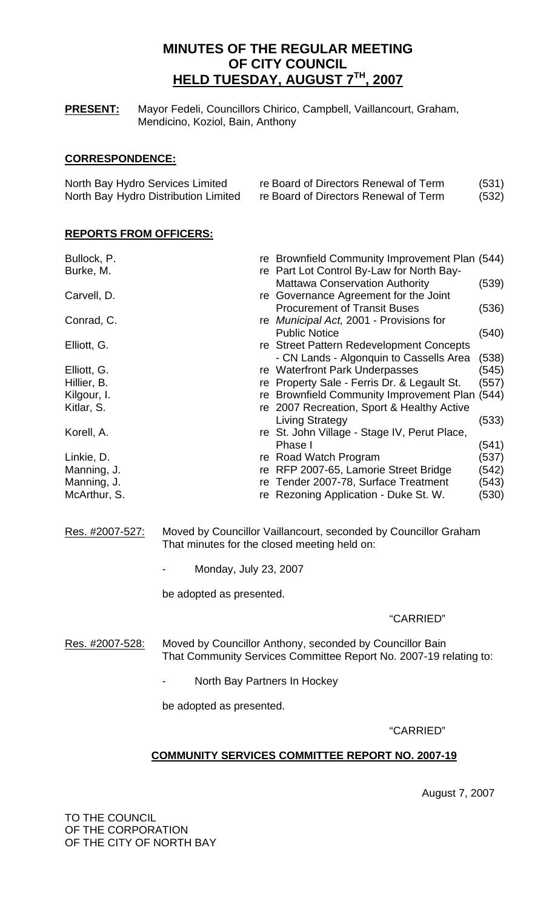# MINUTES OF THE REGULAR MEETING OF CITY COUNCIL HELD TUESDAY, AUGUST 7TH, 2007

**PRESENT:** Mayor Fedeli, Councillors Chirico, Campbell, Vaillancourt, Graham, Mendicino, Koziol, Bain, Anthony

## CORRESPONDENCE:

| | | |
|---|---|---|
| North Bay Hydro Services Limited | re Board of Directors Renewal of Term | (531) |
| North Bay Hydro Distribution Limited | re Board of Directors Renewal of Term | (532) |

## REPORTS FROM OFFICERS:

| | | |
|---|---|---|
| Bullock, P. | re Brownfield Community Improvement Plan | (544) |
| Burke, M. | re Part Lot Control By-Law for North Bay-Mattawa Conservation Authority | (539) |
| Carvell, D. | re Governance Agreement for the Joint Procurement of Transit Buses | (536) |
| Conrad, C. | re *Municipal Act,* 2001 - Provisions for Public Notice | (540) |
| Elliott, G. | re Street Pattern Redevelopment Concepts - CN Lands - Algonquin to Cassells Area | (538) |
| Elliott, G. | re Waterfront Park Underpasses | (545) |
| Hillier, B. | re Property Sale - Ferris Dr. & Legault St. | (557) |
| Kilgour, I. | re Brownfield Community Improvement Plan | (544) |
| Kitlar, S. | re 2007 Recreation, Sport & Healthy Active Living Strategy | (533) |
| Korell, A. | re St. John Village - Stage IV, Perut Place, Phase I | (541) |
| Linkie, D. | re Road Watch Program | (537) |
| Manning, J. | re RFP 2007-65, Lamorie Street Bridge | (542) |
| Manning, J. | re Tender 2007-78, Surface Treatment | (543) |
| McArthur, S. | re Rezoning Application - Duke St. W. | (530) |

Res. #2007-527: Moved by Councillor Vaillancourt, seconded by Councillor Graham That minutes for the closed meeting held on:

- Monday, July 23, 2007

be adopted as presented.

"CARRIED"

Res. #2007-528: Moved by Councillor Anthony, seconded by Councillor Bain That Community Services Committee Report No. 2007-19 relating to:

- North Bay Partners In Hockey

be adopted as presented.

"CARRIED"

## COMMUNITY SERVICES COMMITTEE REPORT NO. 2007-19

August 7, 2007

TO THE COUNCIL
OF THE CORPORATION
OF THE CITY OF NORTH BAY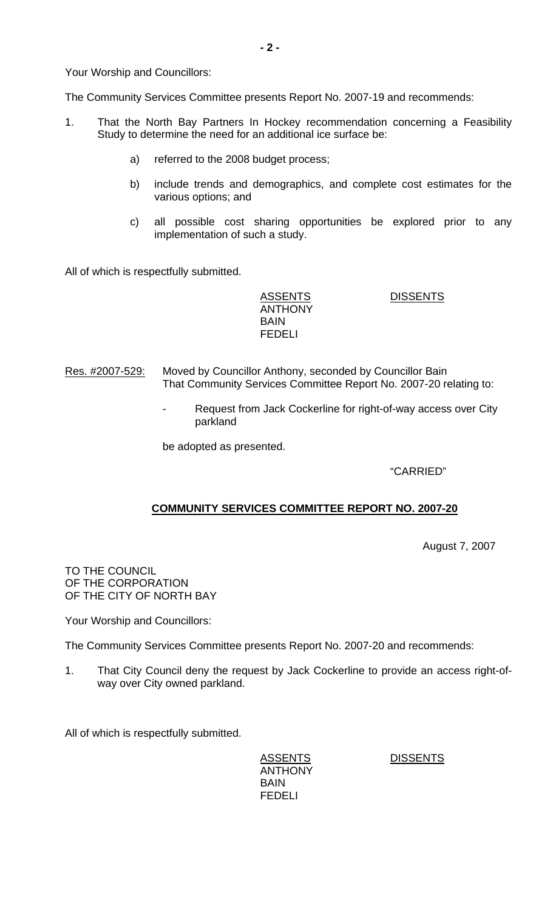Your Worship and Councillors:

The Community Services Committee presents Report No. 2007-19 and recommends:

1. That the North Bay Partners In Hockey recommendation concerning a Feasibility Study to determine the need for an additional ice surface be:

   a) referred to the 2008 budget process;

   b) include trends and demographics, and complete cost estimates for the various options; and

   c) all possible cost sharing opportunities be explored prior to any implementation of such a study.

All of which is respectfully submitted.

| ASSENTS | DISSENTS |
|---|---|
| ANTHONY | |
| BAIN | |
| FEDELI | |

Res. #2007-529: Moved by Councillor Anthony, seconded by Councillor Bain
That Community Services Committee Report No. 2007-20 relating to:

- Request from Jack Cockerline for right-of-way access over City parkland

be adopted as presented.

"CARRIED"

## COMMUNITY SERVICES COMMITTEE REPORT NO. 2007-20

August 7, 2007

TO THE COUNCIL
OF THE CORPORATION
OF THE CITY OF NORTH BAY

Your Worship and Councillors:

The Community Services Committee presents Report No. 2007-20 and recommends:

1. That City Council deny the request by Jack Cockerline to provide an access right-of-way over City owned parkland.

All of which is respectfully submitted.

| ASSENTS | DISSENTS |
|---|---|
| ANTHONY | |
| BAIN | |
| FEDELI | |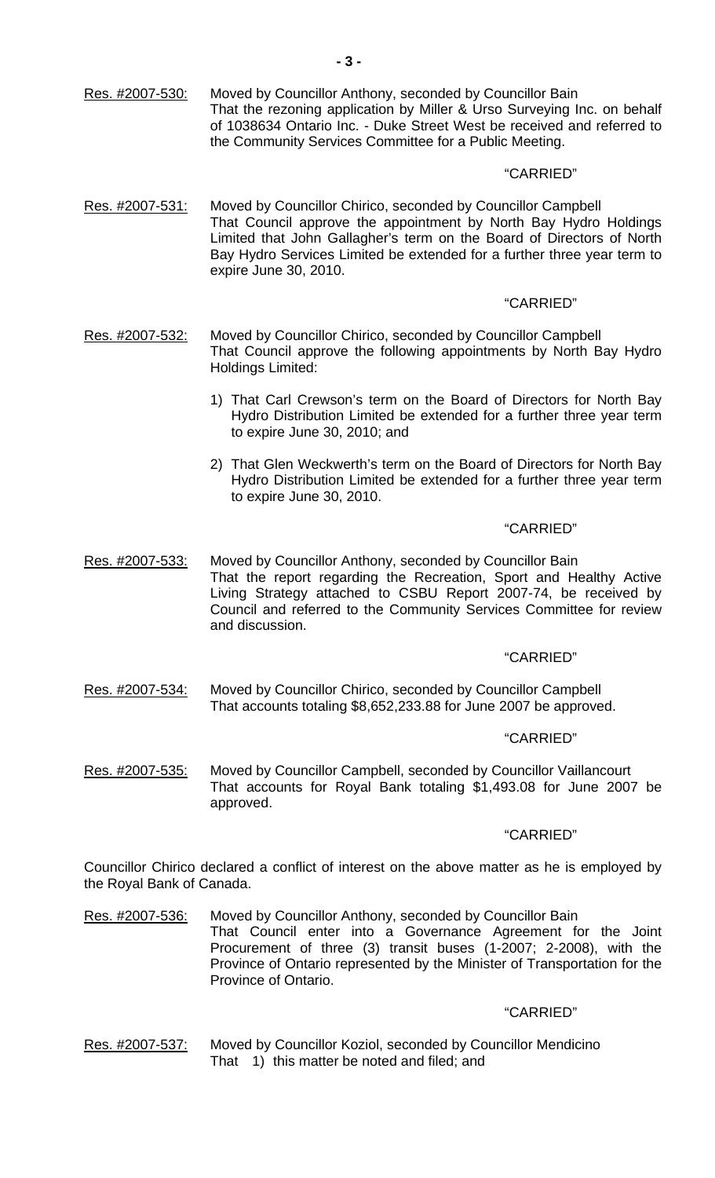Res. #2007-530: Moved by Councillor Anthony, seconded by Councillor Bain
That the rezoning application by Miller & Urso Surveying Inc. on behalf of 1038634 Ontario Inc. - Duke Street West be received and referred to the Community Services Committee for a Public Meeting.

"CARRIED"

Res. #2007-531: Moved by Councillor Chirico, seconded by Councillor Campbell
That Council approve the appointment by North Bay Hydro Holdings Limited that John Gallagher's term on the Board of Directors of North Bay Hydro Services Limited be extended for a further three year term to expire June 30, 2010.

"CARRIED"

Res. #2007-532: Moved by Councillor Chirico, seconded by Councillor Campbell
That Council approve the following appointments by North Bay Hydro Holdings Limited:

1) That Carl Crewson's term on the Board of Directors for North Bay Hydro Distribution Limited be extended for a further three year term to expire June 30, 2010; and

2) That Glen Weckwerth's term on the Board of Directors for North Bay Hydro Distribution Limited be extended for a further three year term to expire June 30, 2010.

"CARRIED"

Res. #2007-533: Moved by Councillor Anthony, seconded by Councillor Bain
That the report regarding the Recreation, Sport and Healthy Active Living Strategy attached to CSBU Report 2007-74, be received by Council and referred to the Community Services Committee for review and discussion.

"CARRIED"

Res. #2007-534: Moved by Councillor Chirico, seconded by Councillor Campbell
That accounts totaling $8,652,233.88 for June 2007 be approved.

"CARRIED"

Res. #2007-535: Moved by Councillor Campbell, seconded by Councillor Vaillancourt
That accounts for Royal Bank totaling $1,493.08 for June 2007 be approved.

"CARRIED"

Councillor Chirico declared a conflict of interest on the above matter as he is employed by the Royal Bank of Canada.

Res. #2007-536: Moved by Councillor Anthony, seconded by Councillor Bain
That Council enter into a Governance Agreement for the Joint Procurement of three (3) transit buses (1-2007; 2-2008), with the Province of Ontario represented by the Minister of Transportation for the Province of Ontario.

"CARRIED"

Res. #2007-537: Moved by Councillor Koziol, seconded by Councillor Mendicino
That 1) this matter be noted and filed; and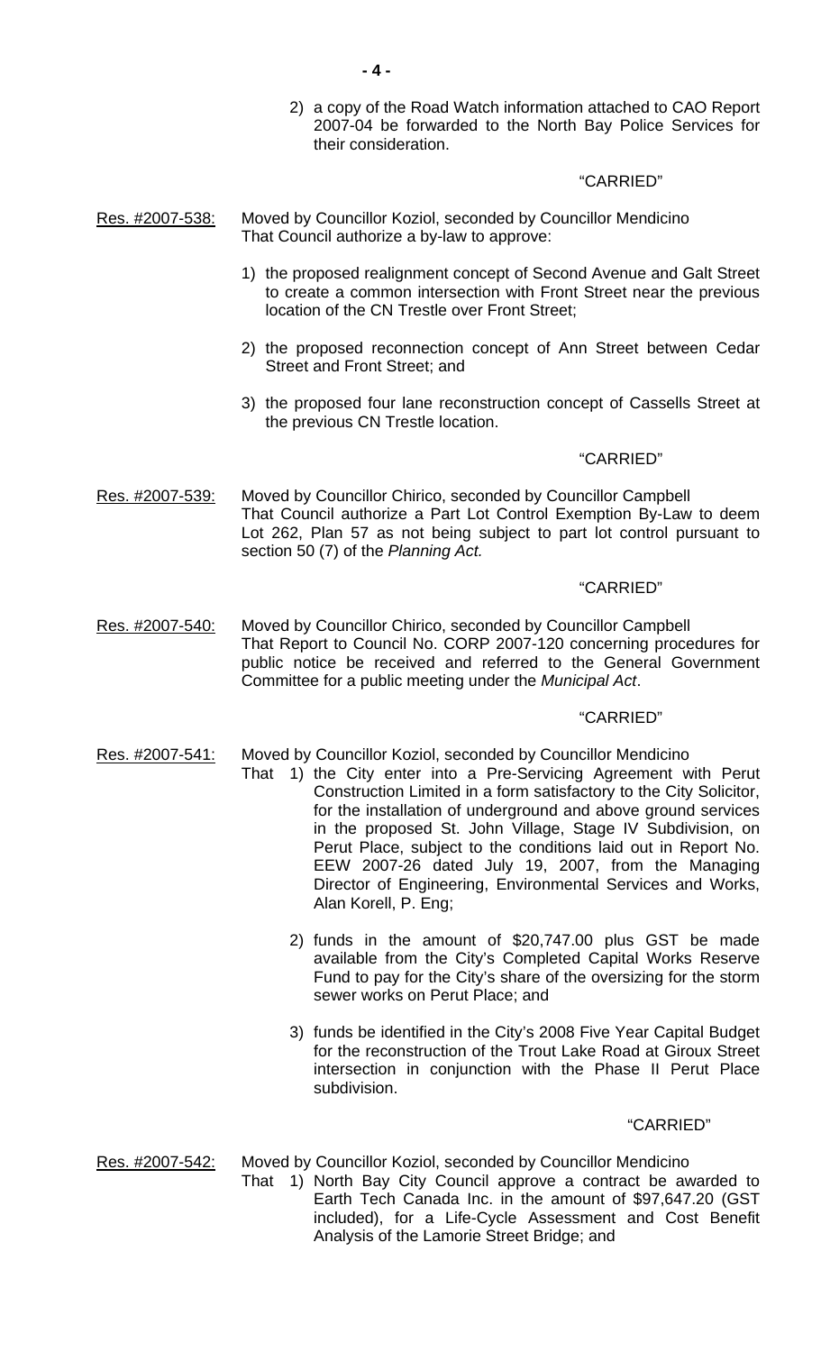2) a copy of the Road Watch information attached to CAO Report 2007-04 be forwarded to the North Bay Police Services for their consideration.

"CARRIED"

Res. #2007-538: Moved by Councillor Koziol, seconded by Councillor Mendicino
That Council authorize a by-law to approve:

1) the proposed realignment concept of Second Avenue and Galt Street to create a common intersection with Front Street near the previous location of the CN Trestle over Front Street;

2) the proposed reconnection concept of Ann Street between Cedar Street and Front Street; and

3) the proposed four lane reconstruction concept of Cassells Street at the previous CN Trestle location.

"CARRIED"

Res. #2007-539: Moved by Councillor Chirico, seconded by Councillor Campbell
That Council authorize a Part Lot Control Exemption By-Law to deem Lot 262, Plan 57 as not being subject to part lot control pursuant to section 50 (7) of the *Planning Act.*

"CARRIED"

Res. #2007-540: Moved by Councillor Chirico, seconded by Councillor Campbell
That Report to Council No. CORP 2007-120 concerning procedures for public notice be received and referred to the General Government Committee for a public meeting under the *Municipal Act*.

"CARRIED"

Res. #2007-541: Moved by Councillor Koziol, seconded by Councillor Mendicino
That 1) the City enter into a Pre-Servicing Agreement with Perut Construction Limited in a form satisfactory to the City Solicitor, for the installation of underground and above ground services in the proposed St. John Village, Stage IV Subdivision, on Perut Place, subject to the conditions laid out in Report No. EEW 2007-26 dated July 19, 2007, from the Managing Director of Engineering, Environmental Services and Works, Alan Korell, P. Eng;

2) funds in the amount of $20,747.00 plus GST be made available from the City's Completed Capital Works Reserve Fund to pay for the City's share of the oversizing for the storm sewer works on Perut Place; and

3) funds be identified in the City's 2008 Five Year Capital Budget for the reconstruction of the Trout Lake Road at Giroux Street intersection in conjunction with the Phase II Perut Place subdivision.

"CARRIED"

Res. #2007-542: Moved by Councillor Koziol, seconded by Councillor Mendicino
That 1) North Bay City Council approve a contract be awarded to Earth Tech Canada Inc. in the amount of $97,647.20 (GST included), for a Life-Cycle Assessment and Cost Benefit Analysis of the Lamorie Street Bridge; and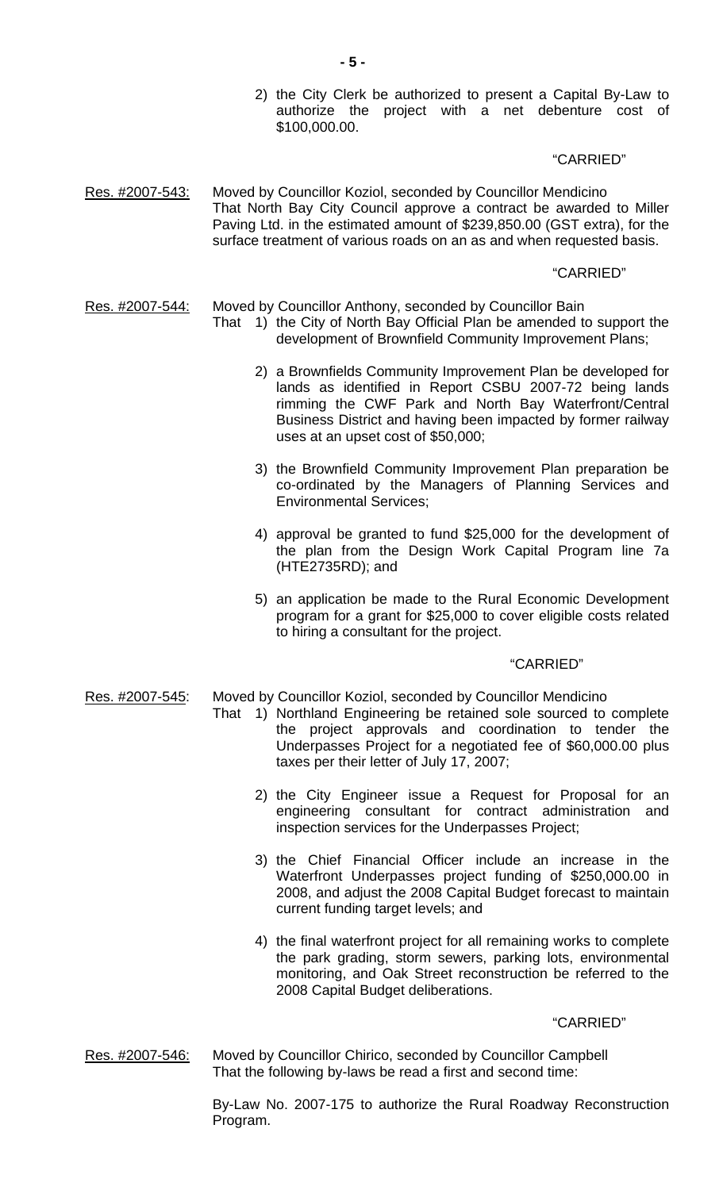2) the City Clerk be authorized to present a Capital By-Law to authorize the project with a net debenture cost of $100,000.00.

"CARRIED"

<u>Res. #2007-543:</u> Moved by Councillor Koziol, seconded by Councillor Mendicino
That North Bay City Council approve a contract be awarded to Miller Paving Ltd. in the estimated amount of $239,850.00 (GST extra), for the surface treatment of various roads on an as and when requested basis.

"CARRIED"

<u>Res. #2007-544:</u> Moved by Councillor Anthony, seconded by Councillor Bain
That 1) the City of North Bay Official Plan be amended to support the development of Brownfield Community Improvement Plans;

2) a Brownfields Community Improvement Plan be developed for lands as identified in Report CSBU 2007-72 being lands rimming the CWF Park and North Bay Waterfront/Central Business District and having been impacted by former railway uses at an upset cost of $50,000;

3) the Brownfield Community Improvement Plan preparation be co-ordinated by the Managers of Planning Services and Environmental Services;

4) approval be granted to fund $25,000 for the development of the plan from the Design Work Capital Program line 7a (HTE2735RD); and

5) an application be made to the Rural Economic Development program for a grant for $25,000 to cover eligible costs related to hiring a consultant for the project.

"CARRIED"

<u>Res. #2007-545</u>: Moved by Councillor Koziol, seconded by Councillor Mendicino
That 1) Northland Engineering be retained sole sourced to complete the project approvals and coordination to tender the Underpasses Project for a negotiated fee of $60,000.00 plus taxes per their letter of July 17, 2007;

2) the City Engineer issue a Request for Proposal for an engineering consultant for contract administration and inspection services for the Underpasses Project;

3) the Chief Financial Officer include an increase in the Waterfront Underpasses project funding of $250,000.00 in 2008, and adjust the 2008 Capital Budget forecast to maintain current funding target levels; and

4) the final waterfront project for all remaining works to complete the park grading, storm sewers, parking lots, environmental monitoring, and Oak Street reconstruction be referred to the 2008 Capital Budget deliberations.

"CARRIED"

<u>Res. #2007-546:</u> Moved by Councillor Chirico, seconded by Councillor Campbell
That the following by-laws be read a first and second time:

By-Law No. 2007-175 to authorize the Rural Roadway Reconstruction Program.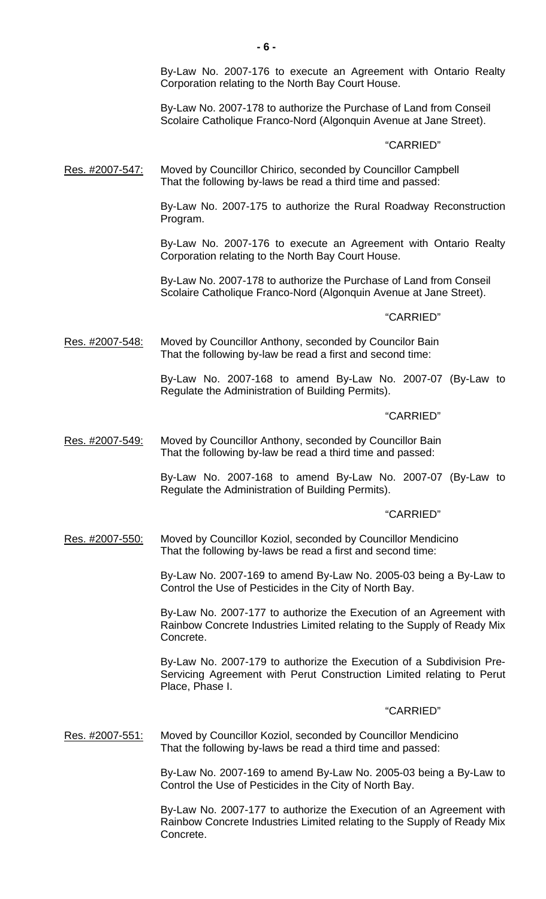By-Law No. 2007-176 to execute an Agreement with Ontario Realty Corporation relating to the North Bay Court House.

By-Law No. 2007-178 to authorize the Purchase of Land from Conseil Scolaire Catholique Franco-Nord (Algonquin Avenue at Jane Street).

"CARRIED"

Res. #2007-547: Moved by Councillor Chirico, seconded by Councillor Campbell That the following by-laws be read a third time and passed:

By-Law No. 2007-175 to authorize the Rural Roadway Reconstruction Program.

By-Law No. 2007-176 to execute an Agreement with Ontario Realty Corporation relating to the North Bay Court House.

By-Law No. 2007-178 to authorize the Purchase of Land from Conseil Scolaire Catholique Franco-Nord (Algonquin Avenue at Jane Street).

"CARRIED"

Res. #2007-548: Moved by Councillor Anthony, seconded by Councilor Bain That the following by-law be read a first and second time:

By-Law No. 2007-168 to amend By-Law No. 2007-07 (By-Law to Regulate the Administration of Building Permits).

"CARRIED"

Res. #2007-549: Moved by Councillor Anthony, seconded by Councillor Bain That the following by-law be read a third time and passed:

By-Law No. 2007-168 to amend By-Law No. 2007-07 (By-Law to Regulate the Administration of Building Permits).

"CARRIED"

Res. #2007-550: Moved by Councillor Koziol, seconded by Councillor Mendicino That the following by-laws be read a first and second time:

By-Law No. 2007-169 to amend By-Law No. 2005-03 being a By-Law to Control the Use of Pesticides in the City of North Bay.

By-Law No. 2007-177 to authorize the Execution of an Agreement with Rainbow Concrete Industries Limited relating to the Supply of Ready Mix Concrete.

By-Law No. 2007-179 to authorize the Execution of a Subdivision Pre-Servicing Agreement with Perut Construction Limited relating to Perut Place, Phase I.

"CARRIED"

Res. #2007-551: Moved by Councillor Koziol, seconded by Councillor Mendicino That the following by-laws be read a third time and passed:

By-Law No. 2007-169 to amend By-Law No. 2005-03 being a By-Law to Control the Use of Pesticides in the City of North Bay.

By-Law No. 2007-177 to authorize the Execution of an Agreement with Rainbow Concrete Industries Limited relating to the Supply of Ready Mix Concrete.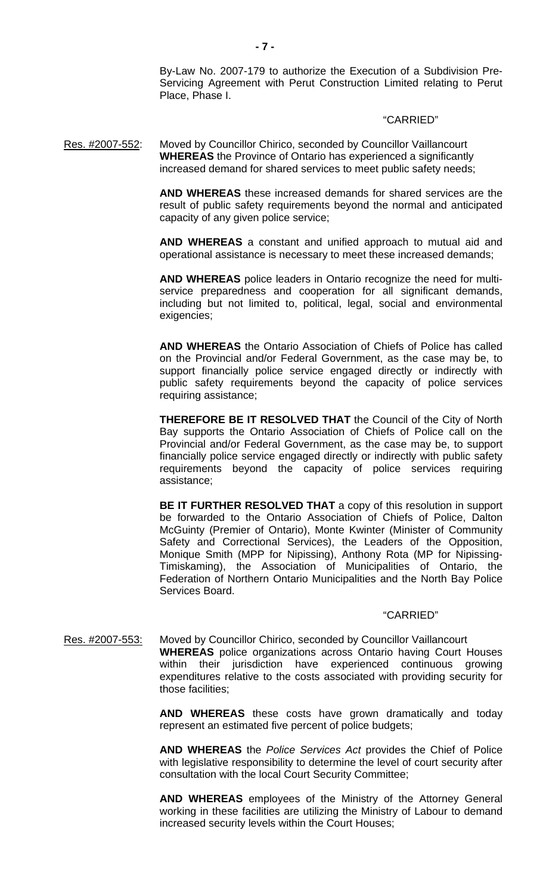By-Law No. 2007-179 to authorize the Execution of a Subdivision Pre-Servicing Agreement with Perut Construction Limited relating to Perut Place, Phase I.

"CARRIED"

Res. #2007-552: Moved by Councillor Chirico, seconded by Councillor Vaillancourt **WHEREAS** the Province of Ontario has experienced a significantly increased demand for shared services to meet public safety needs;

**AND WHEREAS** these increased demands for shared services are the result of public safety requirements beyond the normal and anticipated capacity of any given police service;

**AND WHEREAS** a constant and unified approach to mutual aid and operational assistance is necessary to meet these increased demands;

**AND WHEREAS** police leaders in Ontario recognize the need for multi-service preparedness and cooperation for all significant demands, including but not limited to, political, legal, social and environmental exigencies;

**AND WHEREAS** the Ontario Association of Chiefs of Police has called on the Provincial and/or Federal Government, as the case may be, to support financially police service engaged directly or indirectly with public safety requirements beyond the capacity of police services requiring assistance;

**THEREFORE BE IT RESOLVED THAT** the Council of the City of North Bay supports the Ontario Association of Chiefs of Police call on the Provincial and/or Federal Government, as the case may be, to support financially police service engaged directly or indirectly with public safety requirements beyond the capacity of police services requiring assistance;

**BE IT FURTHER RESOLVED THAT** a copy of this resolution in support be forwarded to the Ontario Association of Chiefs of Police, Dalton McGuinty (Premier of Ontario), Monte Kwinter (Minister of Community Safety and Correctional Services), the Leaders of the Opposition, Monique Smith (MPP for Nipissing), Anthony Rota (MP for Nipissing-Timiskaming), the Association of Municipalities of Ontario, the Federation of Northern Ontario Municipalities and the North Bay Police Services Board.

"CARRIED"

Res. #2007-553: Moved by Councillor Chirico, seconded by Councillor Vaillancourt **WHEREAS** police organizations across Ontario having Court Houses within their jurisdiction have experienced continuous growing expenditures relative to the costs associated with providing security for those facilities;

**AND WHEREAS** these costs have grown dramatically and today represent an estimated five percent of police budgets;

**AND WHEREAS** the *Police Services Act* provides the Chief of Police with legislative responsibility to determine the level of court security after consultation with the local Court Security Committee;

**AND WHEREAS** employees of the Ministry of the Attorney General working in these facilities are utilizing the Ministry of Labour to demand increased security levels within the Court Houses;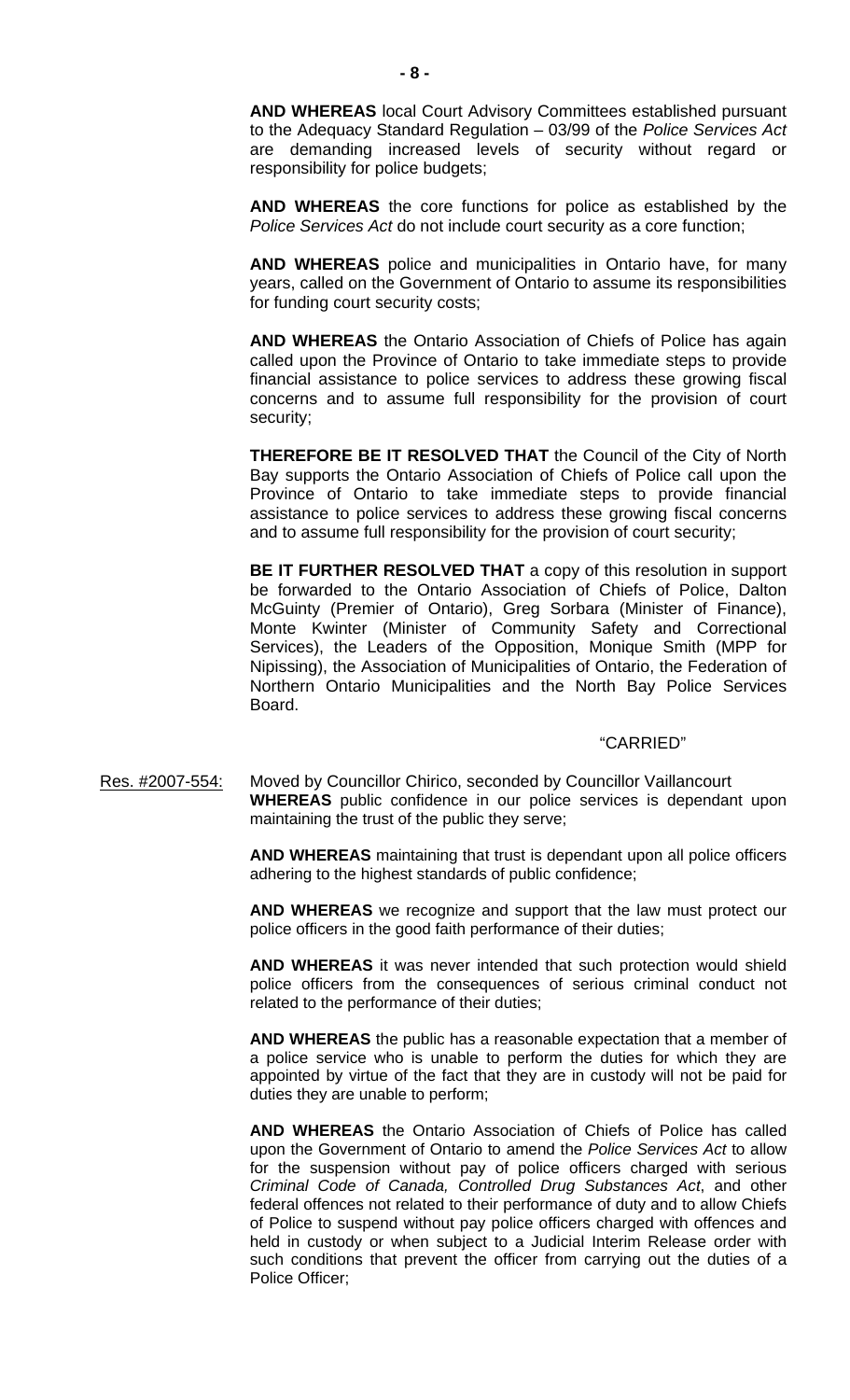**AND WHEREAS** local Court Advisory Committees established pursuant to the Adequacy Standard Regulation – 03/99 of the *Police Services Act* are demanding increased levels of security without regard or responsibility for police budgets;

**AND WHEREAS** the core functions for police as established by the *Police Services Act* do not include court security as a core function;

**AND WHEREAS** police and municipalities in Ontario have, for many years, called on the Government of Ontario to assume its responsibilities for funding court security costs;

**AND WHEREAS** the Ontario Association of Chiefs of Police has again called upon the Province of Ontario to take immediate steps to provide financial assistance to police services to address these growing fiscal concerns and to assume full responsibility for the provision of court security;

**THEREFORE BE IT RESOLVED THAT** the Council of the City of North Bay supports the Ontario Association of Chiefs of Police call upon the Province of Ontario to take immediate steps to provide financial assistance to police services to address these growing fiscal concerns and to assume full responsibility for the provision of court security;

**BE IT FURTHER RESOLVED THAT** a copy of this resolution in support be forwarded to the Ontario Association of Chiefs of Police, Dalton McGuinty (Premier of Ontario), Greg Sorbara (Minister of Finance), Monte Kwinter (Minister of Community Safety and Correctional Services), the Leaders of the Opposition, Monique Smith (MPP for Nipissing), the Association of Municipalities of Ontario, the Federation of Northern Ontario Municipalities and the North Bay Police Services Board.

"CARRIED"

Res. #2007-554: Moved by Councillor Chirico, seconded by Councillor Vaillancourt

**WHEREAS** public confidence in our police services is dependant upon maintaining the trust of the public they serve;

**AND WHEREAS** maintaining that trust is dependant upon all police officers adhering to the highest standards of public confidence;

**AND WHEREAS** we recognize and support that the law must protect our police officers in the good faith performance of their duties;

**AND WHEREAS** it was never intended that such protection would shield police officers from the consequences of serious criminal conduct not related to the performance of their duties;

**AND WHEREAS** the public has a reasonable expectation that a member of a police service who is unable to perform the duties for which they are appointed by virtue of the fact that they are in custody will not be paid for duties they are unable to perform;

**AND WHEREAS** the Ontario Association of Chiefs of Police has called upon the Government of Ontario to amend the *Police Services Act* to allow for the suspension without pay of police officers charged with serious *Criminal Code of Canada, Controlled Drug Substances Act*, and other federal offences not related to their performance of duty and to allow Chiefs of Police to suspend without pay police officers charged with offences and held in custody or when subject to a Judicial Interim Release order with such conditions that prevent the officer from carrying out the duties of a Police Officer;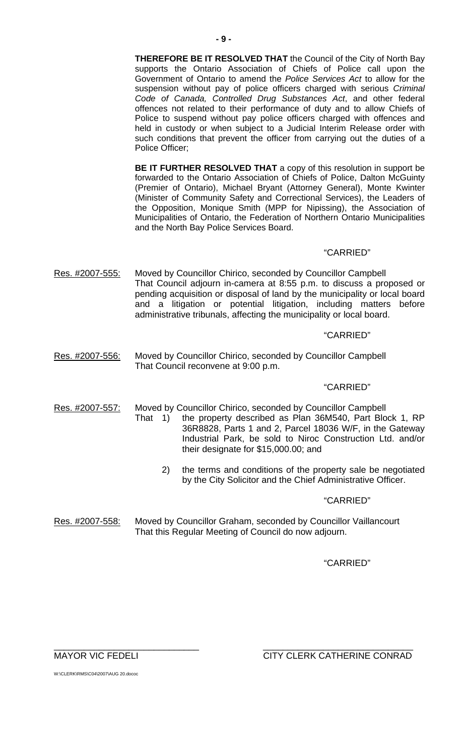**THEREFORE BE IT RESOLVED THAT** the Council of the City of North Bay supports the Ontario Association of Chiefs of Police call upon the Government of Ontario to amend the *Police Services Act* to allow for the suspension without pay of police officers charged with serious *Criminal Code of Canada, Controlled Drug Substances Act*, and other federal offences not related to their performance of duty and to allow Chiefs of Police to suspend without pay police officers charged with offences and held in custody or when subject to a Judicial Interim Release order with such conditions that prevent the officer from carrying out the duties of a Police Officer;

**BE IT FURTHER RESOLVED THAT** a copy of this resolution in support be forwarded to the Ontario Association of Chiefs of Police, Dalton McGuinty (Premier of Ontario), Michael Bryant (Attorney General), Monte Kwinter (Minister of Community Safety and Correctional Services), the Leaders of the Opposition, Monique Smith (MPP for Nipissing), the Association of Municipalities of Ontario, the Federation of Northern Ontario Municipalities and the North Bay Police Services Board.

"CARRIED"

Res. #2007-555: Moved by Councillor Chirico, seconded by Councillor Campbell
That Council adjourn in-camera at 8:55 p.m. to discuss a proposed or pending acquisition or disposal of land by the municipality or local board and a litigation or potential litigation, including matters before administrative tribunals, affecting the municipality or local board.

"CARRIED"

Res. #2007-556: Moved by Councillor Chirico, seconded by Councillor Campbell
That Council reconvene at 9:00 p.m.

"CARRIED"

Res. #2007-557: Moved by Councillor Chirico, seconded by Councillor Campbell
That 1) the property described as Plan 36M540, Part Block 1, RP 36R8828, Parts 1 and 2, Parcel 18036 W/F, in the Gateway Industrial Park, be sold to Niroc Construction Ltd. and/or their designate for $15,000.00; and

2) the terms and conditions of the property sale be negotiated by the City Solicitor and the Chief Administrative Officer.

"CARRIED"

Res. #2007-558: Moved by Councillor Graham, seconded by Councillor Vaillancourt
That this Regular Meeting of Council do now adjourn.

"CARRIED"

\_\_\_\_\_\_\_\_\_\_\_\_\_\_\_\_\_\_\_\_\_\_\_\_\_\_\_\_\_\_ \_\_\_\_\_\_\_\_\_\_\_\_\_\_\_\_\_\_\_\_\_\_\_\_\_\_\_\_\_\_

MAYOR VIC FEDELI CITY CLERK CATHERINE CONRAD

W:\CLERK\RMS\C04\2007\AUG 20.dococ